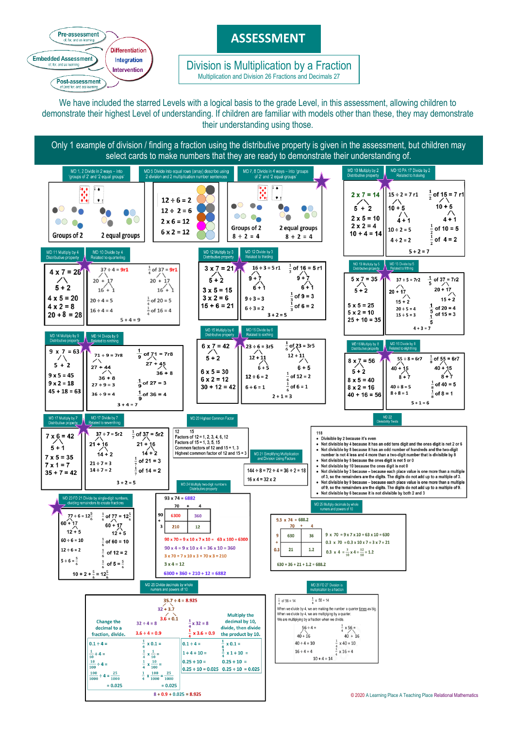Pre-assessment
of, for, and as learning

Embedded Assessment
of, for, and as learning

Post-assessment
of (and for, and as) learning

Differentiation
Integration
Intervention

# ASSESSMENT

## Division is Multiplication by a Fraction

Multiplication and Division 26 Fractions and Decimals 27

We have included the starred Levels with a logical basis to the grade Level, in this assessment, allowing children to demonstrate their highest Level of understanding. If children are familiar with models other than these, they may demonstrate their understanding using those.

Only 1 example of division / finding a fraction using the distributive property is given in the assessment, but children may select cards to make numbers that they are ready to demonstrate their understanding of.

---

**MD 1, 2 Divide in 2 ways – into 'groups of 2' and '2 equal groups'**

Groups of 2 | 2 equal groups

**MD 5 Divide into equal rows (array) describe using 2 division and 2 multiplication number sentences**

12 ÷ 6 = 2
12 ÷ 2 = 6
2 x 6 = 12
6 x 2 = 12

**MD 7, 8 Divide in 4 ways – into 'groups of 2' and '2 equal groups'**

Groups of 2: 8 ÷ 2 = 4
2 equal groups: 8 ÷ 2 = 4

**MD 10 Multiply by 2 Distributive property**

2 x 7 = 14
5 + 2
2 x 5 = 10
2 x 2 = 4
10 + 4 = 14

**MD 10 FA 17 Divide by 2 Related to halving**

15 ÷ 2 = 7 r1
10 + 5
4 + 1
10 ÷ 2 = 5
4 ÷ 2 = 2

$\frac{1}{2}$ of 15 = 7 r1
10 + 5
4 + 1
$\frac{1}{2}$ of 10 = 5
$\frac{1}{2}$ of 4 = 2

5 + 2 = 7

**MD 11 Multiply by 4 Distributive property**

4 x 7 = 28
5 + 2
4 x 5 = 20
4 x 2 = 8
20 + 8 = 28

**MD 10 Divide by 4 Related to quartering**

37 ÷ 4 = 9r1
20 + 17
16 + 1
20 ÷ 4 = 5
16 ÷ 4 = 4

$\frac{1}{4}$ of 37 = 9r1
20 + 17
16 + 1
$\frac{1}{4}$ of 20 = 5
$\frac{1}{4}$ of 16 = 4

5 + 4 = 9

**MD 12 Multiply by 3 Distributive property**

3 x 7 = 21
5 + 2
3 x 5 = 15
3 x 2 = 6
15 + 6 = 21

**MD 12 Divide by 3 Related to thirding**

16 ÷ 3 = 5 r1
9 + 7
6 + 1
9 ÷ 3 = 3
6 ÷ 3 = 2

$\frac{1}{3}$ of 16 = 5 r1
9 + 7
6 + 1
$\frac{1}{3}$ of 9 = 3
$\frac{1}{3}$ of 6 = 2

3 + 2 = 5

**MD 13 Multiply by 5 Distributive property**

5 x 7 = 35
5 + 2
5 x 5 = 25
5 x 2 = 10
25 + 10 = 35

**MD 13 Divide by 5 Related to fifthing**

37 ÷ 5 = 7r2
20 + 17
15 + 2
20 ÷ 5 = 4
15 ÷ 5 = 3

$\frac{1}{5}$ of 37 = 7r2
20 + 17
15 + 2
$\frac{1}{5}$ of 20 = 4
$\frac{1}{5}$ of 15 = 3

4 + 3 = 7

**MD 14 Multiply by 9 Distributive property**

9 x 7 = 63
5 + 2
9 x 5 = 45
9 x 2 = 18
45 + 18 = 63

**MD 14 Divide by 9 Related to ninthing**

71 ÷ 9 = 7r8
27 + 44
36 + 8
27 ÷ 9 = 3
36 ÷ 9 = 4

$\frac{1}{9}$ of 71 = 7r8
27 + 45
36 + 8
$\frac{1}{9}$ of 27 = 3
$\frac{1}{9}$ of 36 = 4

3 + 4 = 7

**MD 15 Multiply by 6 Distributive property**

6 x 7 = 42
5 + 2
6 x 5 = 30
6 x 2 = 12
30 + 12 = 42

**MD 15 Divide by 6 Related to sixthing**

23 ÷ 6 = 3r5
12 + 11
6 + 5
12 ÷ 6 = 2
6 ÷ 6 = 1

$\frac{1}{6}$ of 23 = 3r5
12 + 11
6 + 5
$\frac{1}{6}$ of 12 = 2
$\frac{1}{6}$ of 6 = 1

2 + 1 = 3

**MD 16 Multiply by 8 Distributive property**

8 x 7 = 56
5 + 2
8 x 5 = 40
8 x 2 = 16
40 + 16 = 56

**MD 16 Divide by 8 Related to eighthing**

55 ÷ 8 = 6r7
40 + 15
8 + 7
40 ÷ 8 = 5
8 ÷ 8 = 1

$\frac{1}{8}$ of 55 = 6r7
40 + 15
8 + 7
$\frac{1}{8}$ of 40 = 5
$\frac{1}{8}$ of 8 = 1

5 + 1 = 6

**MD 17 Multiply by 7 Distributive property**

7 x 6 = 42
5 + 1
7 x 5 = 35
7 x 1 = 7
35 + 7 = 42

**MD 17 Divide by 7 Related to seventhing**

37 ÷ 7 = 5r2
21 + 16
14 + 2
21 ÷ 7 = 3
14 ÷ 7 = 2

$\frac{1}{7}$ of 37 = 5r2
21 + 16
14 + 2
$\frac{1}{7}$ of 21 = 3
$\frac{1}{7}$ of 14 = 2

3 + 2 = 5

**MD 20 Highest Common Factor**

12 15
Factors of 12 = 1, 2, 3, 4, 6, 12
Factors of 15 = 1, 3, 5, 15
Common factors of 12 and 15 = 1, 3
Highest common factor of 12 and 15 = 3

**MD 21 Simplifying Multiplication and Division Using Factors**

144 ÷ 8 = 72 ÷ 4 = 36 ÷ 2 = 18
16 x 4 = 32 x 2

**MD 22 Divisibility Tests**

118
- Divisible by 2 because it's even
- Not divisible by 4 because it has an odd tens digit and the ones digit is not 2 or 6
- Not divisible by 8 because it has an odd number of hundreds and the two-digit number is not 4 less and 4 more than a two-digit number that is divisible by 8
- Not divisible by 5 because the ones digit is not 5 or 0
- Not divisible by 10 because the ones digit is not 0
- Not divisible by 3 because – because each place value is one more than a multiple of 3, so the remainders are the digits. The digits do not add up to a multiple of 3.
- Not divisible by 9 because – because each place value is one more than a multiple of 9, so the remainders are the digits. The digits do not add up to a multiple of 9.
- Not divisible by 6 because it is not divisible by both 2 and 3

**MD 23 FD 21 Divide by single-digit numbers, dividing remainders to create fractions**

77 ÷ 6 = $12\frac{5}{6}$
60 + 17
12 + 5
60 ÷ 6 = 10
12 ÷ 6 = 2
5 ÷ 6 = $\frac{5}{6}$

$\frac{1}{6}$ of 77 = $12\frac{5}{6}$
60 + 17
12 + 5
$\frac{1}{6}$ of 60 = 10
$\frac{1}{6}$ of 12 = 2
$\frac{1}{6}$ of 5 = $\frac{5}{6}$

10 + 2 + $\frac{5}{6}$ = $12\frac{5}{6}$

**MD 24 Multiply two-digit numbers Distributive property**

93 x 74 = 6882

| | 70 | 4 |
|---|---|---|
| 90 | 6300 | 360 |
| 3 | 210 | 12 |

90 x 70 = 9 x 10 x 7 x 10 = 63 x 100 = 6300
90 x 4 = 9 x 10 x 4 = 36 x 10 = 360
3 x 70 = 7 x 10 x 3 = 70 x 3 = 210
3 x 4 = 12
6300 + 360 + 210 + 12 = 6882

**MD 25 Multiply decimals by whole numbers and powers of 10**

9.3 x 74 = 688.2

| | 70 | 4 |
|---|---|---|
| 9 | 630 | 36 |
| 0.3 | 21 | 1.2 |

9 x 70 = 9 x 7 x 10 = 63 x 10 = 630
0.3 x 70 = 0.3 x 10 x 7 = 3 x 7 = 21
0.3 x 4 = $\frac{3}{10}$ x 4 = $\frac{12}{10}$ = 1.2

630 + 36 + 21 + 1.2 = 688.2

**MD 25 Divide decimals by whole numbers and powers of 10**

35.7 ÷ 4 = 8.925
32 + 3.7
3.6 + 0.1

Change the decimal to a fraction, divide.

32 ÷ 4 = 8
3.6 ÷ 4 = 0.9

$\frac{1}{4}$ x 32 = 8
$\frac{1}{4}$ x 3.6 = 0.9

Multiply the decimal by 10, divide, then divide the product by 10.

0.1 ÷ 4 =
$\frac{1}{10}$ ÷ 4 =
$\frac{10}{100}$ ÷ 4 =
$\frac{100}{1000}$ ÷ 4 = $\frac{25}{1000}$
= 0.025

$\frac{1}{4}$ x 0.1 =
$\frac{1}{4}$ x $\frac{1}{10}$ =
$\frac{1}{4}$ x $\frac{10}{100}$ =
$\frac{1}{4}$ x $\frac{100}{1000}$ = $\frac{25}{1000}$
= 0.025

0.1 ÷ 4 =
1 ÷ 4 ÷ 10 =
0.25 ÷ 10 =
0.25 ÷ 10 = 0.025

$\frac{1}{4}$ x 0.1 =
$\frac{1}{4}$ x 1 ÷ 10 =
0.25 ÷ 10 =
0.25 ÷ 10 = 0.025

8 + 0.9 + 0.025 = 8.925

**MD 26 FD 27 Division is multiplication by a fraction**

$\frac{1}{4}$ of 56 = 14  $\frac{1}{4}$ x 56 = 14

When we divide by 4, we are making the number a quarter times as big.
When we divide by 4, we are multiplying by a quarter.
We are multiplying by a fraction when we divide.

56 ÷ 4 =
40 + 16
40 ÷ 4 = 10
16 ÷ 4 = 4

$\frac{1}{4}$ x 56 =
40 + 16
$\frac{1}{4}$ x 40 = 10
$\frac{1}{4}$ x 16 = 4

10 + 4 = 14

© 2020 A Learning Place A Teaching Place Relational Mathematics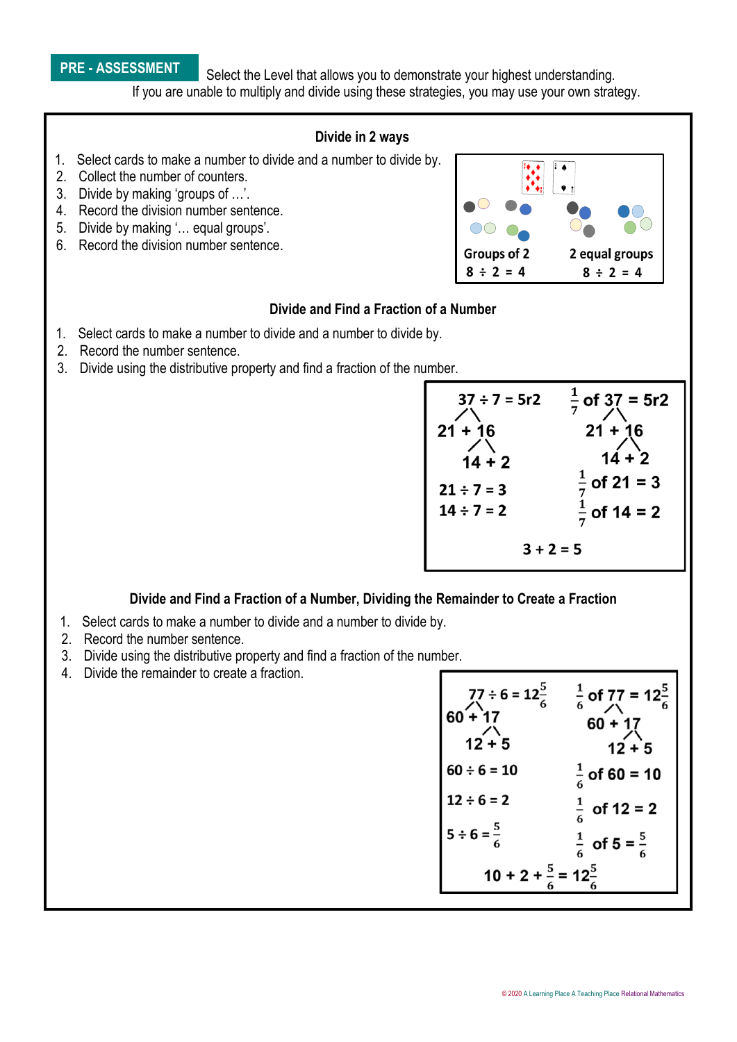**PRE - ASSESSMENT** Select the Level that allows you to demonstrate your highest understanding.
If you are unable to multiply and divide using these strategies, you may use your own strategy.

### Divide in 2 ways

1. Select cards to make a number to divide and a number to divide by.
2. Collect the number of counters.
3. Divide by making 'groups of …'.
4. Record the division number sentence.
5. Divide by making '… equal groups'.
6. Record the division number sentence.

Groups of 2
$8 \div 2 = 4$

2 equal groups
$8 \div 2 = 4$

### Divide and Find a Fraction of a Number

1. Select cards to make a number to divide and a number to divide by.
2. Record the number sentence.
3. Divide using the distributive property and find a fraction of the number.

$37 \div 7 = 5r2$

21 + 16

14 + 2

$21 \div 7 = 3$

$14 \div 7 = 2$

$\frac{1}{7}$ of 37 = 5r2

21 + 16

14 + 2

$\frac{1}{7}$ of 21 = 3

$\frac{1}{7}$ of 14 = 2

$3 + 2 = 5$

### Divide and Find a Fraction of a Number, Dividing the Remainder to Create a Fraction

1. Select cards to make a number to divide and a number to divide by.
2. Record the number sentence.
3. Divide using the distributive property and find a fraction of the number.
4. Divide the remainder to create a fraction.

$77 \div 6 = 12\frac{5}{6}$

60 + 17

12 + 5

$60 \div 6 = 10$

$12 \div 6 = 2$

$5 \div 6 = \frac{5}{6}$

$\frac{1}{6}$ of 77 = $12\frac{5}{6}$

60 + 17

12 + 5

$\frac{1}{6}$ of 60 = 10

$\frac{1}{6}$ of 12 = 2

$\frac{1}{6}$ of 5 = $\frac{5}{6}$

$10 + 2 + \frac{5}{6} = 12\frac{5}{6}$

© 2020 A Learning Place A Teaching Place Relational Mathematics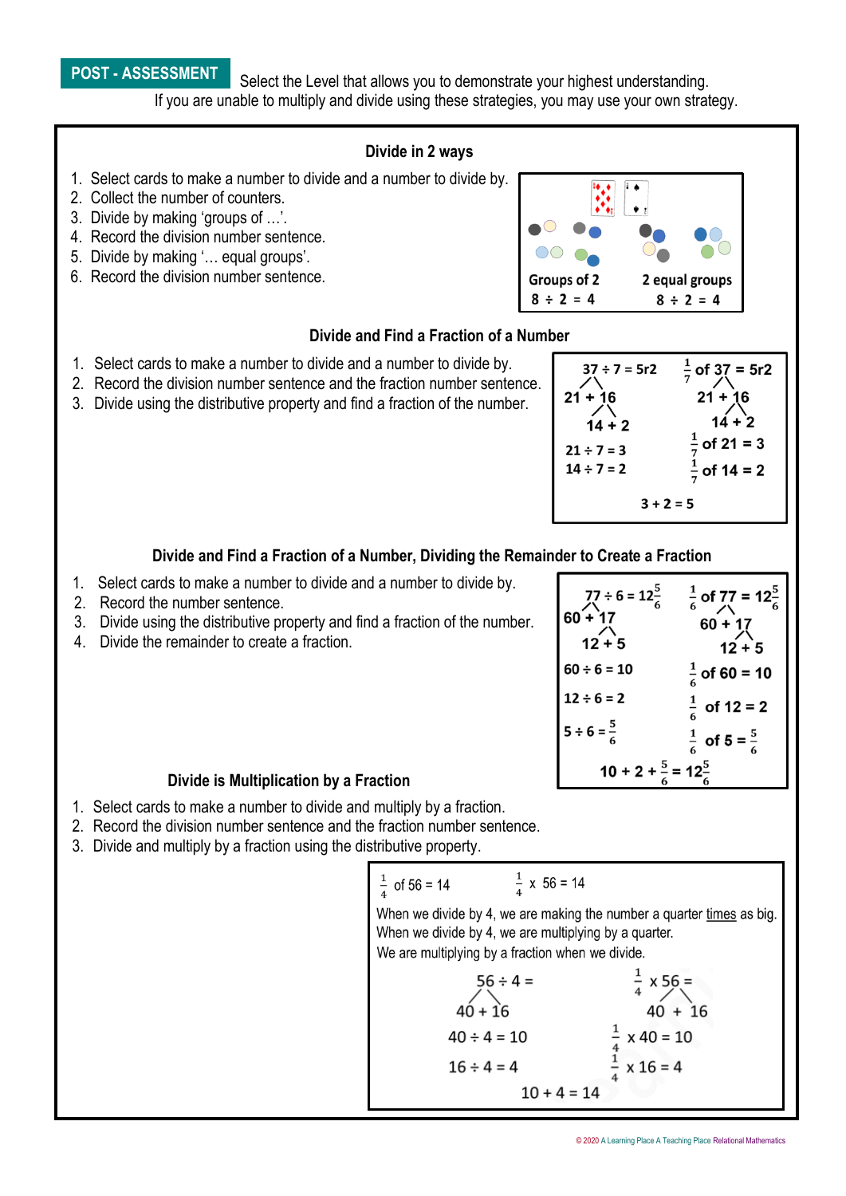**POST - ASSESSMENT** Select the Level that allows you to demonstrate your highest understanding.
If you are unable to multiply and divide using these strategies, you may use your own strategy.

### Divide in 2 ways

1. Select cards to make a number to divide and a number to divide by.
2. Collect the number of counters.
3. Divide by making 'groups of …'.
4. Record the division number sentence.
5. Divide by making '… equal groups'.
6. Record the division number sentence.

Groups of 2
$8 \div 2 = 4$

2 equal groups
$8 \div 2 = 4$

### Divide and Find a Fraction of a Number

1. Select cards to make a number to divide and a number to divide by.
2. Record the division number sentence and the fraction number sentence.
3. Divide using the distributive property and find a fraction of the number.

$37 \div 7 = 5r2$ $\qquad \frac{1}{7}$ of $37 = 5r2$

$21 + 16$ $\qquad 21 + 16$

$14 + 2$ $\qquad 14 + 2$

$21 \div 7 = 3$ $\qquad \frac{1}{7}$ of $21 = 3$

$14 \div 7 = 2$ $\qquad \frac{1}{7}$ of $14 = 2$

$3 + 2 = 5$

### Divide and Find a Fraction of a Number, Dividing the Remainder to Create a Fraction

1. Select cards to make a number to divide and a number to divide by.
2. Record the number sentence.
3. Divide using the distributive property and find a fraction of the number.
4. Divide the remainder to create a fraction.

$77 \div 6 = 12\frac{5}{6}$ $\qquad \frac{1}{6}$ of $77 = 12\frac{5}{6}$

$60 + 17$ $\qquad 60 + 17$

$12 + 5$ $\qquad 12 + 5$

$60 \div 6 = 10$ $\qquad \frac{1}{6}$ of $60 = 10$

$12 \div 6 = 2$ $\qquad \frac{1}{6}$ of $12 = 2$

$5 \div 6 = \frac{5}{6}$ $\qquad \frac{1}{6}$ of $5 = \frac{5}{6}$

$10 + 2 + \frac{5}{6} = 12\frac{5}{6}$

### Divide is Multiplication by a Fraction

1. Select cards to make a number to divide and multiply by a fraction.
2. Record the division number sentence and the fraction number sentence.
3. Divide and multiply by a fraction using the distributive property.

$\frac{1}{4}$ of $56 = 14$ $\qquad \frac{1}{4} \times 56 = 14$

When we divide by 4, we are making the number a quarter times as big.
When we divide by 4, we are multiplying by a quarter.
We are multiplying by a fraction when we divide.

$56 \div 4 =$ $\qquad \frac{1}{4} \times 56 =$

$40 + 16$ $\qquad 40 + 16$

$40 \div 4 = 10$ $\qquad \frac{1}{4} \times 40 = 10$

$16 \div 4 = 4$ $\qquad \frac{1}{4} \times 16 = 4$

$10 + 4 = 14$

© 2020 A Learning Place A Teaching Place Relational Mathematics